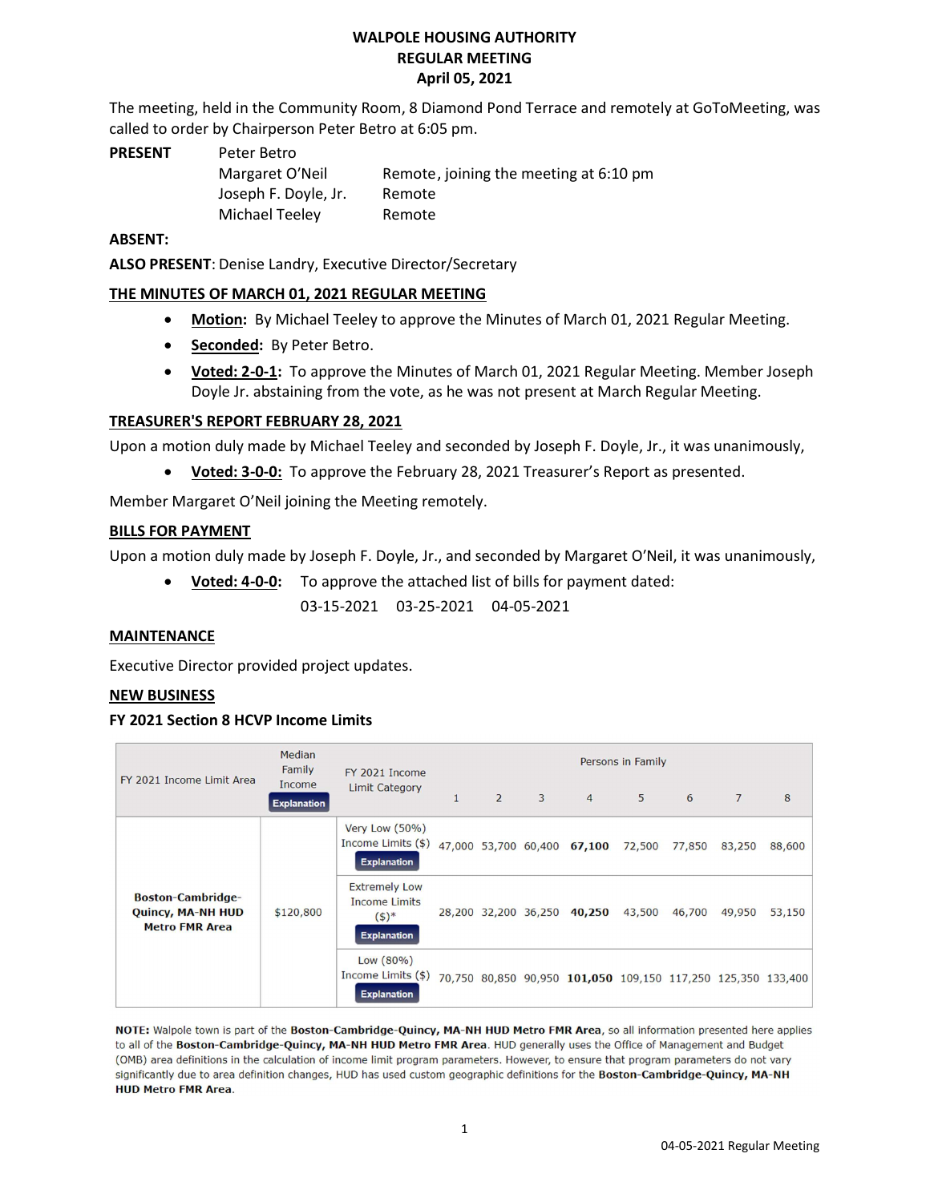# WALPOLE HOUSING AUTHORITY
## REGULAR MEETING
## April 05, 2021

The meeting, held in the Community Room, 8 Diamond Pond Terrace and remotely at GoToMeeting, was called to order by Chairperson Peter Betro at 6:05 pm.

| **PRESENT** | | |
|---|---|---|
| | Peter Betro | |
| | Margaret O'Neil | Remote, joining the meeting at 6:10 pm |
| | Joseph F. Doyle, Jr. | Remote |
| | Michael Teeley | Remote |

**ABSENT:**

**ALSO PRESENT**: Denise Landry, Executive Director/Secretary

### THE MINUTES OF MARCH 01, 2021 REGULAR MEETING

- **Motion:** By Michael Teeley to approve the Minutes of March 01, 2021 Regular Meeting.
- **Seconded:** By Peter Betro.
- **Voted: 2-0-1:** To approve the Minutes of March 01, 2021 Regular Meeting. Member Joseph Doyle Jr. abstaining from the vote, as he was not present at March Regular Meeting.

### TREASURER'S REPORT FEBRUARY 28, 2021

Upon a motion duly made by Michael Teeley and seconded by Joseph F. Doyle, Jr., it was unanimously,

- **Voted: 3-0-0:** To approve the February 28, 2021 Treasurer's Report as presented.

Member Margaret O'Neil joining the Meeting remotely.

### BILLS FOR PAYMENT

Upon a motion duly made by Joseph F. Doyle, Jr., and seconded by Margaret O'Neil, it was unanimously,

- **Voted: 4-0-0:** To approve the attached list of bills for payment dated:
  03-15-2021 03-25-2021 04-05-2021

### MAINTENANCE

Executive Director provided project updates.

### NEW BUSINESS

#### FY 2021 Section 8 HCVP Income Limits

| FY 2021 Income Limit Area | Median Family Income Explanation | FY 2021 Income Limit Category | Persons in Family 1 | 2 | 3 | 4 | 5 | 6 | 7 | 8 |
|---|---|---|---|---|---|---|---|---|---|---|
| **Boston-Cambridge-Quincy, MA-NH HUD Metro FMR Area** | $120,800 | Very Low (50%) Income Limits ($) Explanation | 47,000 | 53,700 | 60,400 | **67,100** | 72,500 | 77,850 | 83,250 | 88,600 |
| | | Extremely Low Income Limits ($)* Explanation | 28,200 | 32,200 | 36,250 | **40,250** | 43,500 | 46,700 | 49,950 | 53,150 |
| | | Low (80%) Income Limits ($) Explanation | 70,750 | 80,850 | 90,950 | **101,050** | 109,150 | 117,250 | 125,350 | 133,400 |

**NOTE:** Walpole town is part of the **Boston-Cambridge-Quincy, MA-NH HUD Metro FMR Area**, so all information presented here applies to all of the **Boston-Cambridge-Quincy, MA-NH HUD Metro FMR Area**. HUD generally uses the Office of Management and Budget (OMB) area definitions in the calculation of income limit program parameters. However, to ensure that program parameters do not vary significantly due to area definition changes, HUD has used custom geographic definitions for the **Boston-Cambridge-Quincy, MA-NH HUD Metro FMR Area**.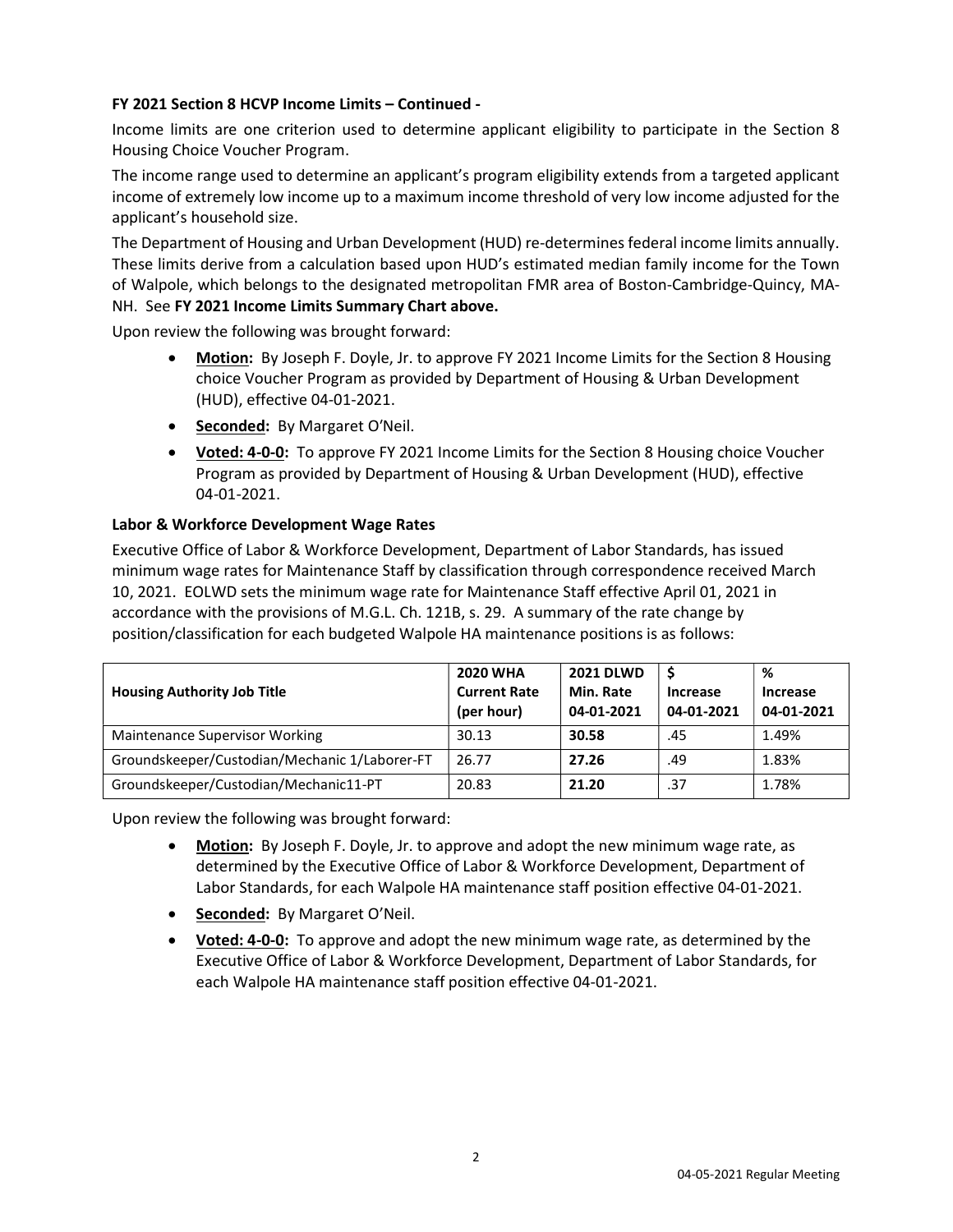**FY 2021 Section 8 HCVP Income Limits – Continued -**

Income limits are one criterion used to determine applicant eligibility to participate in the Section 8 Housing Choice Voucher Program.

The income range used to determine an applicant's program eligibility extends from a targeted applicant income of extremely low income up to a maximum income threshold of very low income adjusted for the applicant's household size.

The Department of Housing and Urban Development (HUD) re-determines federal income limits annually. These limits derive from a calculation based upon HUD's estimated median family income for the Town of Walpole, which belongs to the designated metropolitan FMR area of Boston-Cambridge-Quincy, MA-NH. See **FY 2021 Income Limits Summary Chart above.**

Upon review the following was brought forward:

- **Motion:** By Joseph F. Doyle, Jr. to approve FY 2021 Income Limits for the Section 8 Housing choice Voucher Program as provided by Department of Housing & Urban Development (HUD), effective 04-01-2021.
- **Seconded:** By Margaret O'Neil.
- **Voted: 4-0-0:** To approve FY 2021 Income Limits for the Section 8 Housing choice Voucher Program as provided by Department of Housing & Urban Development (HUD), effective 04-01-2021.

**Labor & Workforce Development Wage Rates**

Executive Office of Labor & Workforce Development, Department of Labor Standards, has issued minimum wage rates for Maintenance Staff by classification through correspondence received March 10, 2021. EOLWD sets the minimum wage rate for Maintenance Staff effective April 01, 2021 in accordance with the provisions of M.G.L. Ch. 121B, s. 29. A summary of the rate change by position/classification for each budgeted Walpole HA maintenance positions is as follows:

| Housing Authority Job Title | 2020 WHA Current Rate (per hour) | 2021 DLWD Min. Rate 04-01-2021 | $ Increase 04-01-2021 | % Increase 04-01-2021 |
|---|---|---|---|---|
| Maintenance Supervisor Working | 30.13 | **30.58** | .45 | 1.49% |
| Groundskeeper/Custodian/Mechanic 1/Laborer-FT | 26.77 | **27.26** | .49 | 1.83% |
| Groundskeeper/Custodian/Mechanic11-PT | 20.83 | **21.20** | .37 | 1.78% |

Upon review the following was brought forward:

- **Motion:** By Joseph F. Doyle, Jr. to approve and adopt the new minimum wage rate, as determined by the Executive Office of Labor & Workforce Development, Department of Labor Standards, for each Walpole HA maintenance staff position effective 04-01-2021.
- **Seconded:** By Margaret O'Neil.
- **Voted: 4-0-0:** To approve and adopt the new minimum wage rate, as determined by the Executive Office of Labor & Workforce Development, Department of Labor Standards, for each Walpole HA maintenance staff position effective 04-01-2021.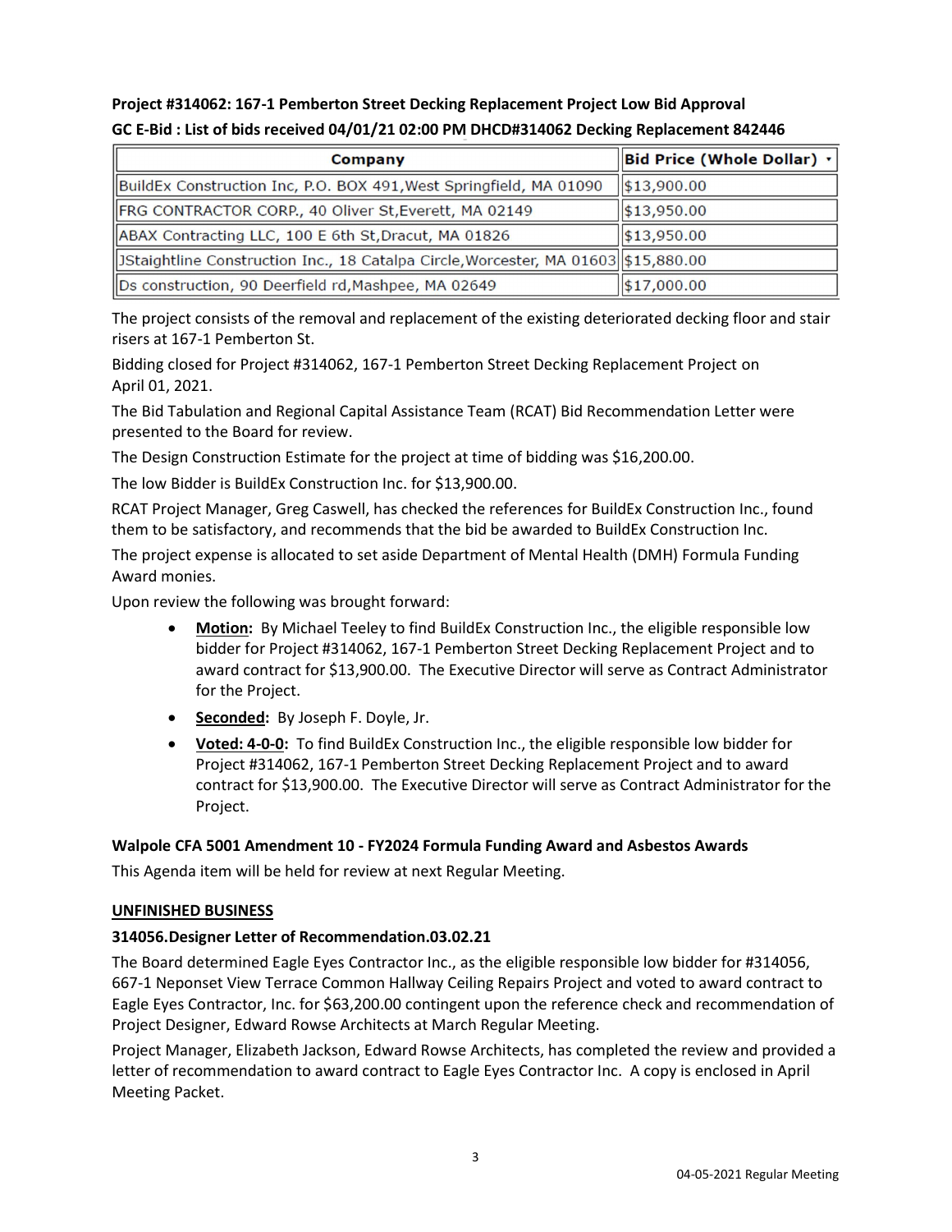**Project #314062: 167-1 Pemberton Street Decking Replacement Project Low Bid Approval**

**GC E-Bid : List of bids received 04/01/21 02:00 PM DHCD#314062 Decking Replacement 842446**

| Company | Bid Price (Whole Dollar) |
|---|---|
| BuildEx Construction Inc, P.O. BOX 491,West Springfield, MA 01090 | $13,900.00 |
| FRG CONTRACTOR CORP., 40 Oliver St,Everett, MA 02149 | $13,950.00 |
| ABAX Contracting LLC, 100 E 6th St,Dracut, MA 01826 | $13,950.00 |
| JStaightline Construction Inc., 18 Catalpa Circle,Worcester, MA 01603 | $15,880.00 |
| Ds construction, 90 Deerfield rd,Mashpee, MA 02649 | $17,000.00 |

The project consists of the removal and replacement of the existing deteriorated decking floor and stair risers at 167-1 Pemberton St.

Bidding closed for Project #314062, 167-1 Pemberton Street Decking Replacement Project on April 01, 2021.

The Bid Tabulation and Regional Capital Assistance Team (RCAT) Bid Recommendation Letter were presented to the Board for review.

The Design Construction Estimate for the project at time of bidding was $16,200.00.

The low Bidder is BuildEx Construction Inc. for $13,900.00.

RCAT Project Manager, Greg Caswell, has checked the references for BuildEx Construction Inc., found them to be satisfactory, and recommends that the bid be awarded to BuildEx Construction Inc.

The project expense is allocated to set aside Department of Mental Health (DMH) Formula Funding Award monies.

Upon review the following was brought forward:

- **Motion:** By Michael Teeley to find BuildEx Construction Inc., the eligible responsible low bidder for Project #314062, 167-1 Pemberton Street Decking Replacement Project and to award contract for $13,900.00. The Executive Director will serve as Contract Administrator for the Project.
- **Seconded:** By Joseph F. Doyle, Jr.
- **Voted: 4-0-0:** To find BuildEx Construction Inc., the eligible responsible low bidder for Project #314062, 167-1 Pemberton Street Decking Replacement Project and to award contract for $13,900.00. The Executive Director will serve as Contract Administrator for the Project.

**Walpole CFA 5001 Amendment 10 - FY2024 Formula Funding Award and Asbestos Awards**

This Agenda item will be held for review at next Regular Meeting.

**UNFINISHED BUSINESS**

**314056.Designer Letter of Recommendation.03.02.21**

The Board determined Eagle Eyes Contractor Inc., as the eligible responsible low bidder for #314056, 667-1 Neponset View Terrace Common Hallway Ceiling Repairs Project and voted to award contract to Eagle Eyes Contractor, Inc. for $63,200.00 contingent upon the reference check and recommendation of Project Designer, Edward Rowse Architects at March Regular Meeting.

Project Manager, Elizabeth Jackson, Edward Rowse Architects, has completed the review and provided a letter of recommendation to award contract to Eagle Eyes Contractor Inc. A copy is enclosed in April Meeting Packet.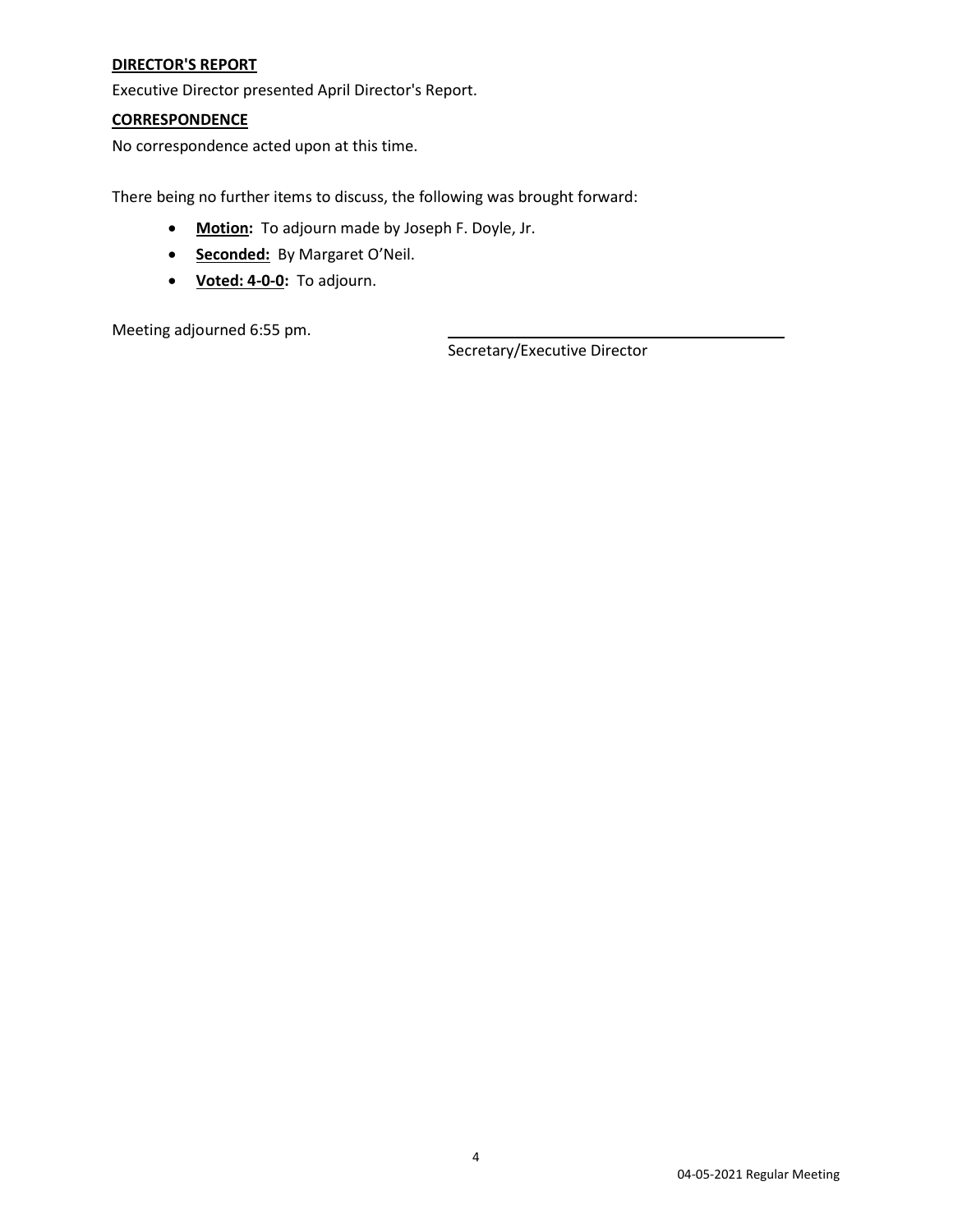**DIRECTOR'S REPORT**

Executive Director presented April Director's Report.

**CORRESPONDENCE**

No correspondence acted upon at this time.

There being no further items to discuss, the following was brought forward:

- **Motion:** To adjourn made by Joseph F. Doyle, Jr.
- **Seconded:** By Margaret O'Neil.
- **Voted: 4-0-0:** To adjourn.

Meeting adjourned 6:55 pm.

Secretary/Executive Director